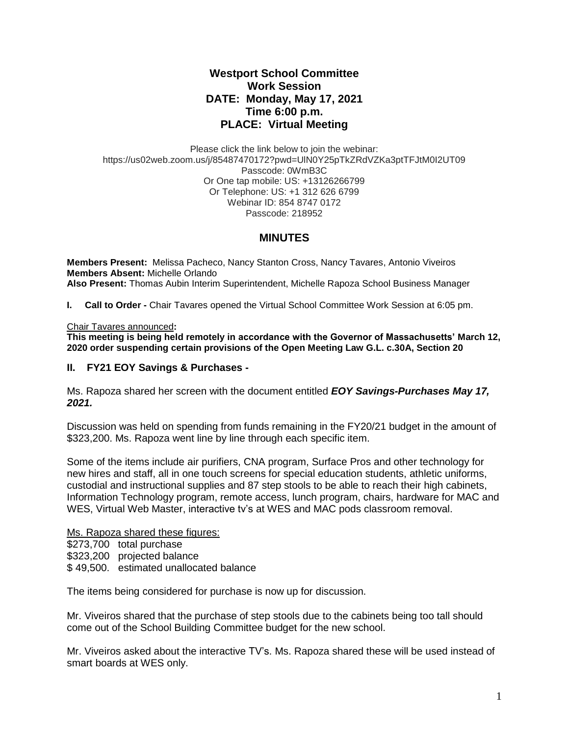# Westport School Committee
## Work Session
## DATE: Monday, May 17, 2021
## Time 6:00 p.m.
## PLACE: Virtual Meeting

Please click the link below to join the webinar:
https://us02web.zoom.us/j/85487470172?pwd=UlN0Y25pTkZRdVZKa3ptTFJtM0I2UT09
Passcode: 0WmB3C
Or One tap mobile: US: +13126266799
Or Telephone: US: +1 312 626 6799
Webinar ID: 854 8747 0172
Passcode: 218952

## MINUTES

**Members Present:** Melissa Pacheco, Nancy Stanton Cross, Nancy Tavares, Antonio Viveiros
**Members Absent:** Michelle Orlando
**Also Present:** Thomas Aubin Interim Superintendent, Michelle Rapoza School Business Manager

**I. Call to Order -** Chair Tavares opened the Virtual School Committee Work Session at 6:05 pm.

Chair Tavares announced**:**
**This meeting is being held remotely in accordance with the Governor of Massachusetts' March 12, 2020 order suspending certain provisions of the Open Meeting Law G.L. c.30A, Section 20**

### II. FY21 EOY Savings & Purchases -

Ms. Rapoza shared her screen with the document entitled ***EOY Savings-Purchases May 17, 2021.***

Discussion was held on spending from funds remaining in the FY20/21 budget in the amount of $323,200. Ms. Rapoza went line by line through each specific item.

Some of the items include air purifiers, CNA program, Surface Pros and other technology for new hires and staff, all in one touch screens for special education students, athletic uniforms, custodial and instructional supplies and 87 step stools to be able to reach their high cabinets, Information Technology program, remote access, lunch program, chairs, hardware for MAC and WES, Virtual Web Master, interactive tv's at WES and MAC pods classroom removal.

Ms. Rapoza shared these figures:
$273,700 total purchase
$323,200 projected balance
$ 49,500. estimated unallocated balance

The items being considered for purchase is now up for discussion.

Mr. Viveiros shared that the purchase of step stools due to the cabinets being too tall should come out of the School Building Committee budget for the new school.

Mr. Viveiros asked about the interactive TV's. Ms. Rapoza shared these will be used instead of smart boards at WES only.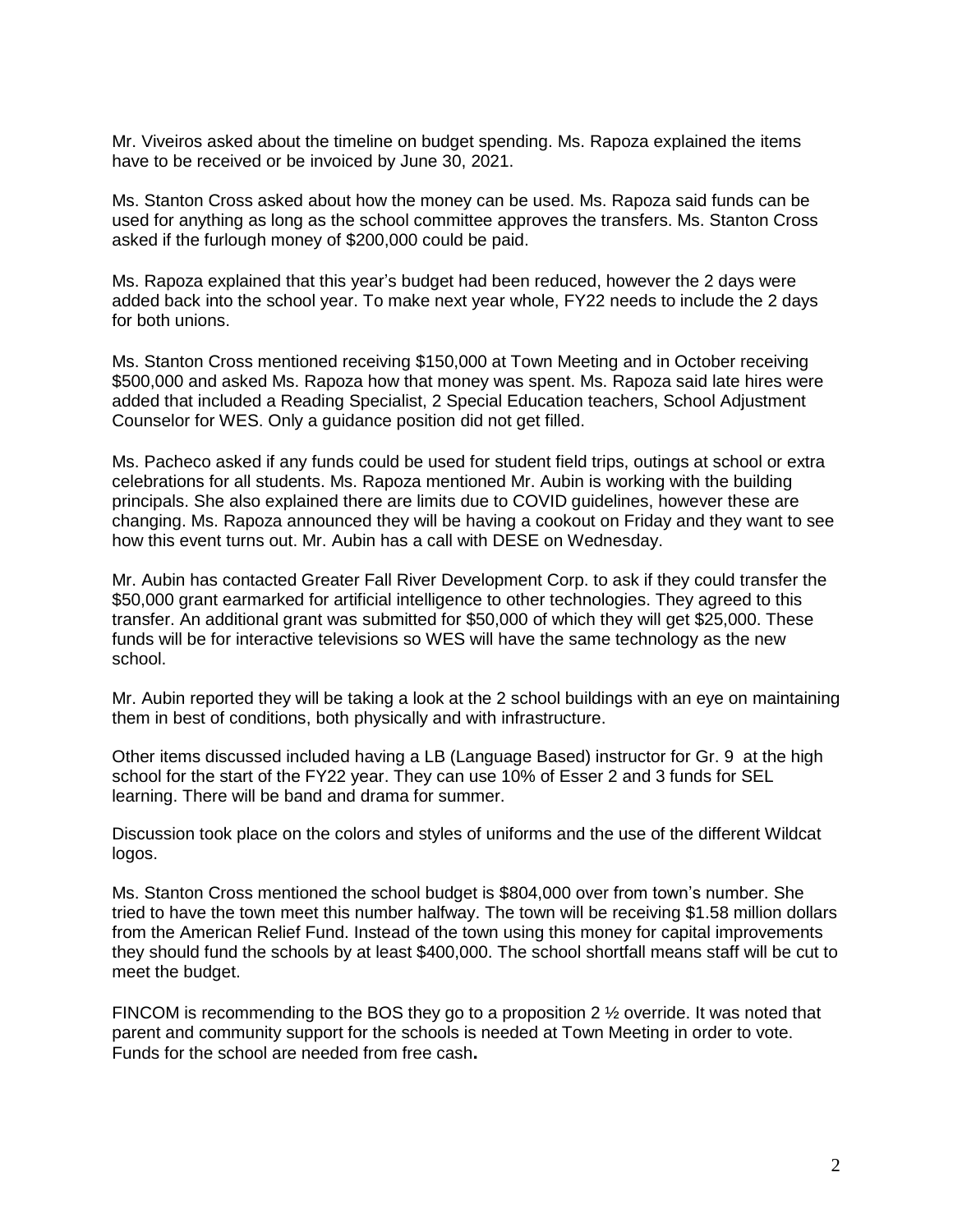Mr. Viveiros asked about the timeline on budget spending. Ms. Rapoza explained the items have to be received or be invoiced by June 30, 2021.

Ms. Stanton Cross asked about how the money can be used. Ms. Rapoza said funds can be used for anything as long as the school committee approves the transfers. Ms. Stanton Cross asked if the furlough money of $200,000 could be paid.

Ms. Rapoza explained that this year's budget had been reduced, however the 2 days were added back into the school year. To make next year whole, FY22 needs to include the 2 days for both unions.

Ms. Stanton Cross mentioned receiving $150,000 at Town Meeting and in October receiving $500,000 and asked Ms. Rapoza how that money was spent. Ms. Rapoza said late hires were added that included a Reading Specialist, 2 Special Education teachers, School Adjustment Counselor for WES. Only a guidance position did not get filled.

Ms. Pacheco asked if any funds could be used for student field trips, outings at school or extra celebrations for all students. Ms. Rapoza mentioned Mr. Aubin is working with the building principals. She also explained there are limits due to COVID guidelines, however these are changing. Ms. Rapoza announced they will be having a cookout on Friday and they want to see how this event turns out. Mr. Aubin has a call with DESE on Wednesday.

Mr. Aubin has contacted Greater Fall River Development Corp. to ask if they could transfer the $50,000 grant earmarked for artificial intelligence to other technologies. They agreed to this transfer. An additional grant was submitted for $50,000 of which they will get $25,000. These funds will be for interactive televisions so WES will have the same technology as the new school.

Mr. Aubin reported they will be taking a look at the 2 school buildings with an eye on maintaining them in best of conditions, both physically and with infrastructure.

Other items discussed included having a LB (Language Based) instructor for Gr. 9 at the high school for the start of the FY22 year. They can use 10% of Esser 2 and 3 funds for SEL learning. There will be band and drama for summer.

Discussion took place on the colors and styles of uniforms and the use of the different Wildcat logos.

Ms. Stanton Cross mentioned the school budget is $804,000 over from town's number. She tried to have the town meet this number halfway. The town will be receiving $1.58 million dollars from the American Relief Fund. Instead of the town using this money for capital improvements they should fund the schools by at least $400,000. The school shortfall means staff will be cut to meet the budget.

FINCOM is recommending to the BOS they go to a proposition 2 ½ override. It was noted that parent and community support for the schools is needed at Town Meeting in order to vote. Funds for the school are needed from free cash**.**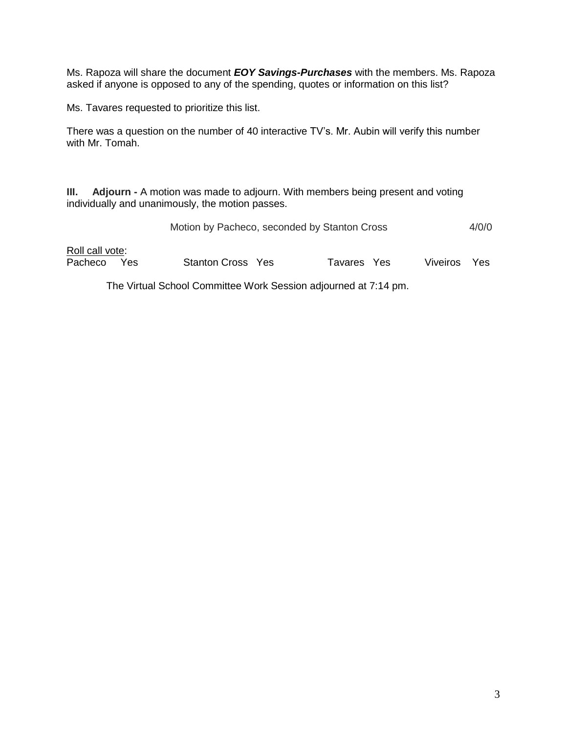Ms. Rapoza will share the document ***EOY Savings-Purchases*** with the members. Ms. Rapoza asked if anyone is opposed to any of the spending, quotes or information on this list?

Ms. Tavares requested to prioritize this list.

There was a question on the number of 40 interactive TV's. Mr. Aubin will verify this number with Mr. Tomah.

**III. Adjourn -** A motion was made to adjourn. With members being present and voting individually and unanimously, the motion passes.

Motion by Pacheco, seconded by Stanton Cross 4/0/0

Roll call vote:

| | | | |
|---|---|---|---|
| Pacheco Yes | Stanton Cross Yes | Tavares Yes | Viveiros Yes |

The Virtual School Committee Work Session adjourned at 7:14 pm.